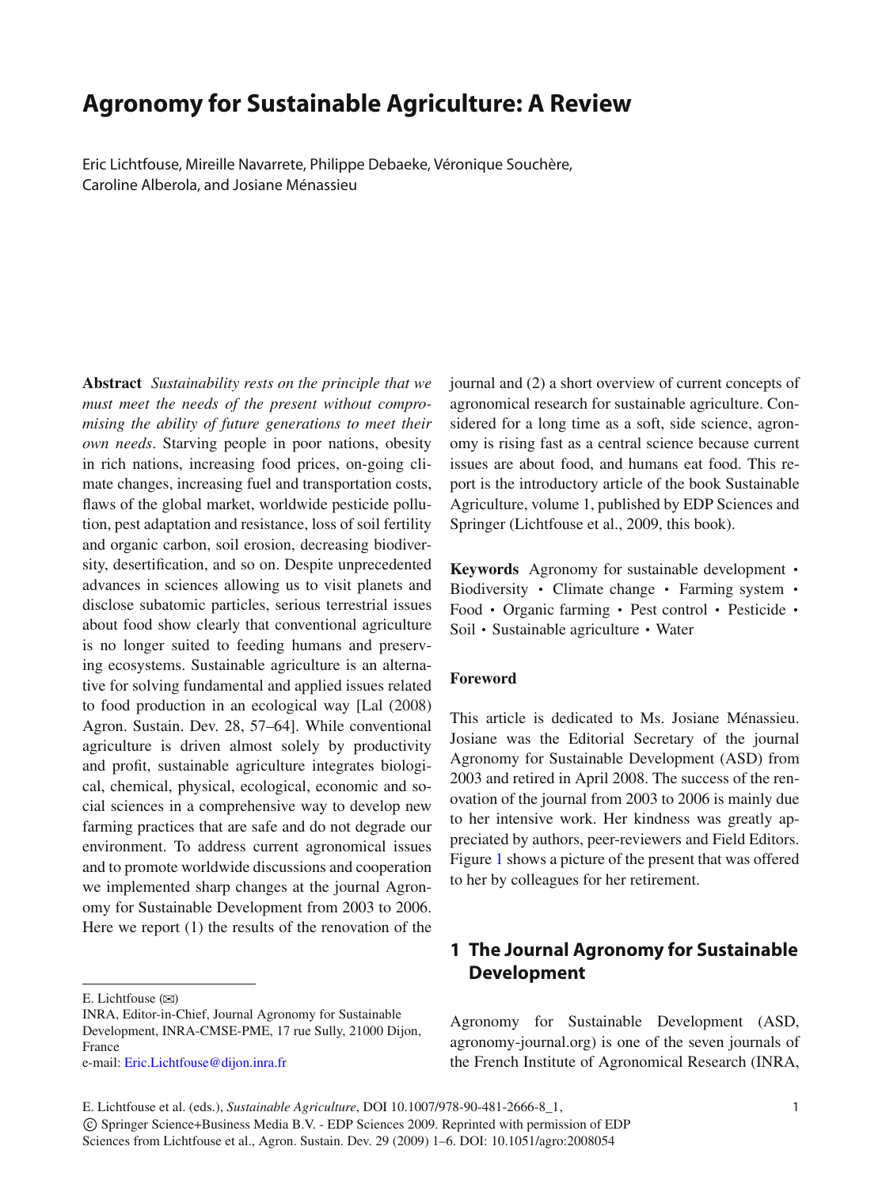# Agronomy for Sustainable Agriculture: A Review

Eric Lichtfouse, Mireille Navarrete, Philippe Debaeke, Véronique Souchère, Caroline Alberola, and Josiane Ménassieu

**Abstract** *Sustainability rests on the principle that we must meet the needs of the present without compromising the ability of future generations to meet their own needs*. Starving people in poor nations, obesity in rich nations, increasing food prices, on-going climate changes, increasing fuel and transportation costs, flaws of the global market, worldwide pesticide pollution, pest adaptation and resistance, loss of soil fertility and organic carbon, soil erosion, decreasing biodiversity, desertification, and so on. Despite unprecedented advances in sciences allowing us to visit planets and disclose subatomic particles, serious terrestrial issues about food show clearly that conventional agriculture is no longer suited to feeding humans and preserving ecosystems. Sustainable agriculture is an alternative for solving fundamental and applied issues related to food production in an ecological way [Lal (2008) Agron. Sustain. Dev. 28, 57–64]. While conventional agriculture is driven almost solely by productivity and profit, sustainable agriculture integrates biological, chemical, physical, ecological, economic and social sciences in a comprehensive way to develop new farming practices that are safe and do not degrade our environment. To address current agronomical issues and to promote worldwide discussions and cooperation we implemented sharp changes at the journal Agronomy for Sustainable Development from 2003 to 2006. Here we report (1) the results of the renovation of the journal and (2) a short overview of current concepts of agronomical research for sustainable agriculture. Considered for a long time as a soft, side science, agronomy is rising fast as a central science because current issues are about food, and humans eat food. This report is the introductory article of the book Sustainable Agriculture, volume 1, published by EDP Sciences and Springer (Lichtfouse et al., 2009, this book).

**Keywords** Agronomy for sustainable development • Biodiversity • Climate change • Farming system • Food • Organic farming • Pest control • Pesticide • Soil • Sustainable agriculture • Water

E. Lichtfouse (✉)
INRA, Editor-in-Chief, Journal Agronomy for Sustainable Development, INRA-CMSE-PME, 17 rue Sully, 21000 Dijon, France
e-mail: Eric.Lichtfouse@dijon.inra.fr

E. Lichtfouse et al. (eds.), *Sustainable Agriculture*, DOI 10.1007/978-90-481-2666-8_1,
© Springer Science+Business Media B.V. - EDP Sciences 2009. Reprinted with permission of EDP Sciences from Lichtfouse et al., Agron. Sustain. Dev. 29 (2009) 1–6. DOI: 10.1051/agro:2008054

## Foreword

This article is dedicated to Ms. Josiane Ménassieu. Josiane was the Editorial Secretary of the journal Agronomy for Sustainable Development (ASD) from 2003 and retired in April 2008. The success of the renovation of the journal from 2003 to 2006 is mainly due to her intensive work. Her kindness was greatly appreciated by authors, peer-reviewers and Field Editors. Figure 1 shows a picture of the present that was offered to her by colleagues for her retirement.

## 1 The Journal Agronomy for Sustainable Development

Agronomy for Sustainable Development (ASD, agronomy-journal.org) is one of the seven journals of the French Institute of Agronomical Research (INRA,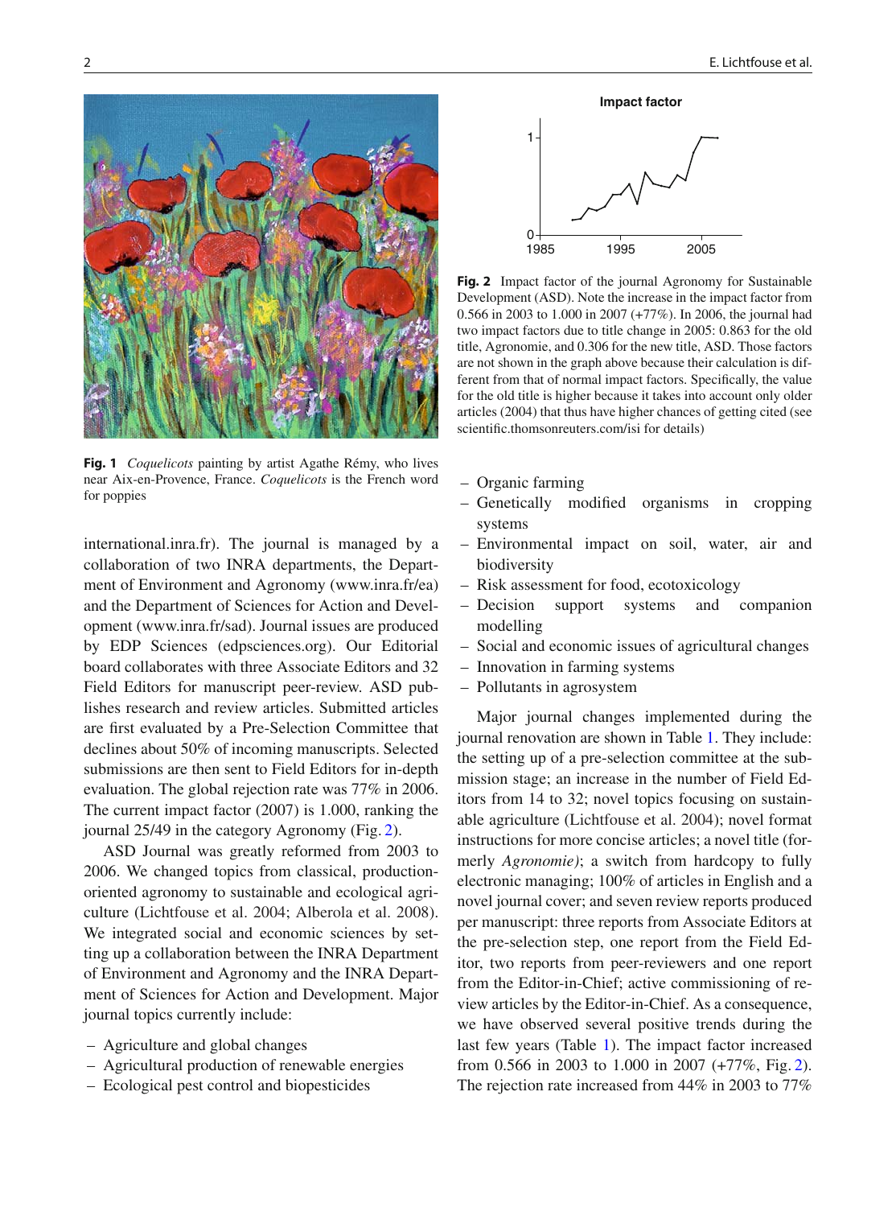**Fig. 1** *Coquelicots* painting by artist Agathe Rémy, who lives near Aix-en-Provence, France. *Coquelicots* is the French word for poppies

international.inra.fr). The journal is managed by a collaboration of two INRA departments, the Department of Environment and Agronomy (www.inra.fr/ea) and the Department of Sciences for Action and Development (www.inra.fr/sad). Journal issues are produced by EDP Sciences (edpsciences.org). Our Editorial board collaborates with three Associate Editors and 32 Field Editors for manuscript peer-review. ASD publishes research and review articles. Submitted articles are first evaluated by a Pre-Selection Committee that declines about 50% of incoming manuscripts. Selected submissions are then sent to Field Editors for in-depth evaluation. The global rejection rate was 77% in 2006. The current impact factor (2007) is 1.000, ranking the journal 25/49 in the category Agronomy (Fig. 2).

ASD Journal was greatly reformed from 2003 to 2006. We changed topics from classical, production-oriented agronomy to sustainable and ecological agriculture (Lichtfouse et al. 2004; Alberola et al. 2008). We integrated social and economic sciences by setting up a collaboration between the INRA Department of Environment and Agronomy and the INRA Department of Sciences for Action and Development. Major journal topics currently include:

- Agriculture and global changes
- Agricultural production of renewable energies
- Ecological pest control and biopesticides
- Organic farming
- Genetically modified organisms in cropping systems
- Environmental impact on soil, water, air and biodiversity
- Risk assessment for food, ecotoxicology
- Decision support systems and companion modelling
- Social and economic issues of agricultural changes
- Innovation in farming systems
- Pollutants in agrosystem

**Fig. 2** Impact factor of the journal Agronomy for Sustainable Development (ASD). Note the increase in the impact factor from 0.566 in 2003 to 1.000 in 2007 (+77%). In 2006, the journal had two impact factors due to title change in 2005: 0.863 for the old title, Agronomie, and 0.306 for the new title, ASD. Those factors are not shown in the graph above because their calculation is different from that of normal impact factors. Specifically, the value for the old title is higher because it takes into account only older articles (2004) that thus have higher chances of getting cited (see scientific.thomsonreuters.com/isi for details)

Major journal changes implemented during the journal renovation are shown in Table 1. They include: the setting up of a pre-selection committee at the submission stage; an increase in the number of Field Editors from 14 to 32; novel topics focusing on sustainable agriculture (Lichtfouse et al. 2004); novel format instructions for more concise articles; a novel title (formerly *Agronomie)*; a switch from hardcopy to fully electronic managing; 100% of articles in English and a novel journal cover; and seven review reports produced per manuscript: three reports from Associate Editors at the pre-selection step, one report from the Field Editor, two reports from peer-reviewers and one report from the Editor-in-Chief; active commissioning of review articles by the Editor-in-Chief. As a consequence, we have observed several positive trends during the last few years (Table 1). The impact factor increased from 0.566 in 2003 to 1.000 in 2007 (+77%, Fig. 2). The rejection rate increased from 44% in 2003 to 77%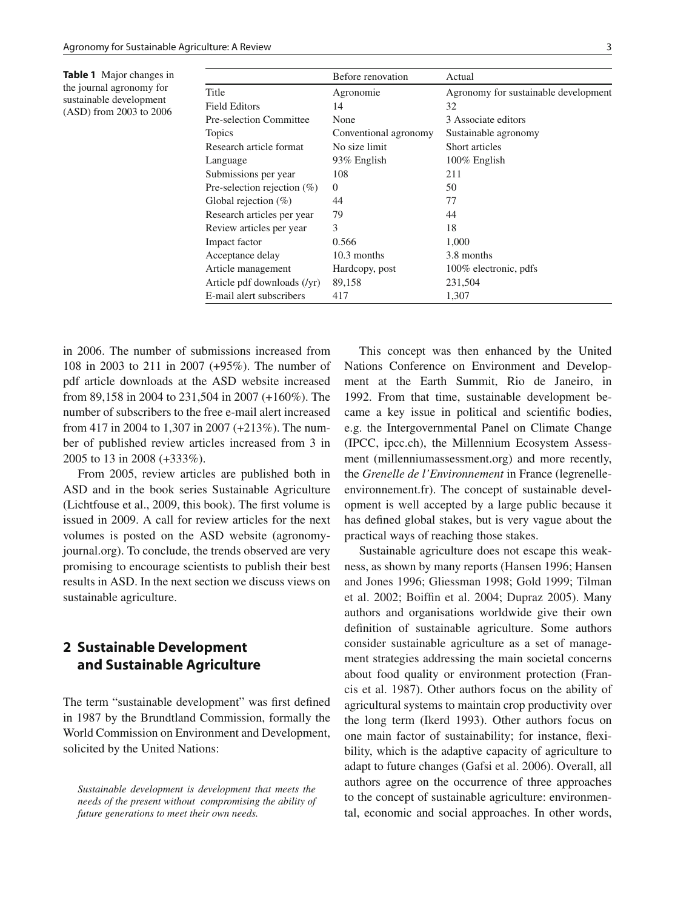**Table 1** Major changes in the journal agronomy for sustainable development (ASD) from 2003 to 2006

| | Before renovation | Actual |
|---|---|---|
| Title | Agronomie | Agronomy for sustainable development |
| Field Editors | 14 | 32 |
| Pre-selection Committee | None | 3 Associate editors |
| Topics | Conventional agronomy | Sustainable agronomy |
| Research article format | No size limit | Short articles |
| Language | 93% English | 100% English |
| Submissions per year | 108 | 211 |
| Pre-selection rejection (%) | 0 | 50 |
| Global rejection (%) | 44 | 77 |
| Research articles per year | 79 | 44 |
| Review articles per year | 3 | 18 |
| Impact factor | 0.566 | 1,000 |
| Acceptance delay | 10.3 months | 3.8 months |
| Article management | Hardcopy, post | 100% electronic, pdfs |
| Article pdf downloads (/yr) | 89,158 | 231,504 |
| E-mail alert subscribers | 417 | 1,307 |

in 2006. The number of submissions increased from 108 in 2003 to 211 in 2007 (+95%). The number of pdf article downloads at the ASD website increased from 89,158 in 2004 to 231,504 in 2007 (+160%). The number of subscribers to the free e-mail alert increased from 417 in 2004 to 1,307 in 2007 (+213%). The number of published review articles increased from 3 in 2005 to 13 in 2008 (+333%).

From 2005, review articles are published both in ASD and in the book series Sustainable Agriculture (Lichtfouse et al., 2009, this book). The first volume is issued in 2009. A call for review articles for the next volumes is posted on the ASD website (agronomy-journal.org). To conclude, the trends observed are very promising to encourage scientists to publish their best results in ASD. In the next section we discuss views on sustainable agriculture.

## 2 Sustainable Development and Sustainable Agriculture

The term "sustainable development" was first defined in 1987 by the Brundtland Commission, formally the World Commission on Environment and Development, solicited by the United Nations:

> *Sustainable development is development that meets the needs of the present without compromising the ability of future generations to meet their own needs.*

This concept was then enhanced by the United Nations Conference on Environment and Development at the Earth Summit, Rio de Janeiro, in 1992. From that time, sustainable development became a key issue in political and scientific bodies, e.g. the Intergovernmental Panel on Climate Change (IPCC, ipcc.ch), the Millennium Ecosystem Assessment (millenniumassessment.org) and more recently, the *Grenelle de l'Environnement* in France (legrenelle-environnement.fr). The concept of sustainable development is well accepted by a large public because it has defined global stakes, but is very vague about the practical ways of reaching those stakes.

Sustainable agriculture does not escape this weakness, as shown by many reports (Hansen 1996; Hansen and Jones 1996; Gliessman 1998; Gold 1999; Tilman et al. 2002; Boiffin et al. 2004; Dupraz 2005). Many authors and organisations worldwide give their own definition of sustainable agriculture. Some authors consider sustainable agriculture as a set of management strategies addressing the main societal concerns about food quality or environment protection (Francis et al. 1987). Other authors focus on the ability of agricultural systems to maintain crop productivity over the long term (Ikerd 1993). Other authors focus on one main factor of sustainability; for instance, flexibility, which is the adaptive capacity of agriculture to adapt to future changes (Gafsi et al. 2006). Overall, all authors agree on the occurrence of three approaches to the concept of sustainable agriculture: environmental, economic and social approaches. In other words,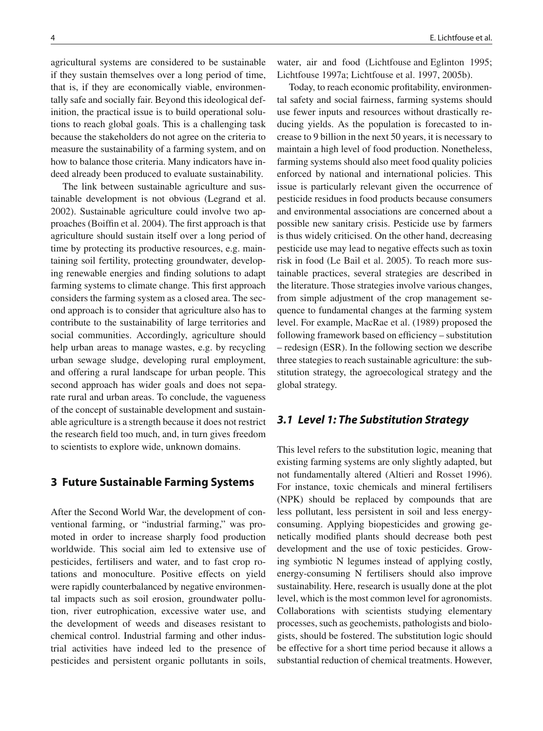agricultural systems are considered to be sustainable if they sustain themselves over a long period of time, that is, if they are economically viable, environmentally safe and socially fair. Beyond this ideological definition, the practical issue is to build operational solutions to reach global goals. This is a challenging task because the stakeholders do not agree on the criteria to measure the sustainability of a farming system, and on how to balance those criteria. Many indicators have indeed already been produced to evaluate sustainability.

The link between sustainable agriculture and sustainable development is not obvious (Legrand et al. 2002). Sustainable agriculture could involve two approaches (Boiffin et al. 2004). The first approach is that agriculture should sustain itself over a long period of time by protecting its productive resources, e.g. maintaining soil fertility, protecting groundwater, developing renewable energies and finding solutions to adapt farming systems to climate change. This first approach considers the farming system as a closed area. The second approach is to consider that agriculture also has to contribute to the sustainability of large territories and social communities. Accordingly, agriculture should help urban areas to manage wastes, e.g. by recycling urban sewage sludge, developing rural employment, and offering a rural landscape for urban people. This second approach has wider goals and does not separate rural and urban areas. To conclude, the vagueness of the concept of sustainable development and sustainable agriculture is a strength because it does not restrict the research field too much, and, in turn gives freedom to scientists to explore wide, unknown domains.

## 3 Future Sustainable Farming Systems

After the Second World War, the development of conventional farming, or "industrial farming," was promoted in order to increase sharply food production worldwide. This social aim led to extensive use of pesticides, fertilisers and water, and to fast crop rotations and monoculture. Positive effects on yield were rapidly counterbalanced by negative environmental impacts such as soil erosion, groundwater pollution, river eutrophication, excessive water use, and the development of weeds and diseases resistant to chemical control. Industrial farming and other industrial activities have indeed led to the presence of pesticides and persistent organic pollutants in soils, water, air and food (Lichtfouse and Eglinton 1995; Lichtfouse 1997a; Lichtfouse et al. 1997, 2005b).

Today, to reach economic profitability, environmental safety and social fairness, farming systems should use fewer inputs and resources without drastically reducing yields. As the population is forecasted to increase to 9 billion in the next 50 years, it is necessary to maintain a high level of food production. Nonetheless, farming systems should also meet food quality policies enforced by national and international policies. This issue is particularly relevant given the occurrence of pesticide residues in food products because consumers and environmental associations are concerned about a possible new sanitary crisis. Pesticide use by farmers is thus widely criticised. On the other hand, decreasing pesticide use may lead to negative effects such as toxin risk in food (Le Bail et al. 2005). To reach more sustainable practices, several strategies are described in the literature. Those strategies involve various changes, from simple adjustment of the crop management sequence to fundamental changes at the farming system level. For example, MacRae et al. (1989) proposed the following framework based on efficiency – substitution – redesign (ESR). In the following section we describe three stategies to reach sustainable agriculture: the substitution strategy, the agroecological strategy and the global strategy.

### *3.1 Level 1: The Substitution Strategy*

This level refers to the substitution logic, meaning that existing farming systems are only slightly adapted, but not fundamentally altered (Altieri and Rosset 1996). For instance, toxic chemicals and mineral fertilisers (NPK) should be replaced by compounds that are less pollutant, less persistent in soil and less energy-consuming. Applying biopesticides and growing genetically modified plants should decrease both pest development and the use of toxic pesticides. Growing symbiotic N legumes instead of applying costly, energy-consuming N fertilisers should also improve sustainability. Here, research is usually done at the plot level, which is the most common level for agronomists. Collaborations with scientists studying elementary processes, such as geochemists, pathologists and biologists, should be fostered. The substitution logic should be effective for a short time period because it allows a substantial reduction of chemical treatments. However,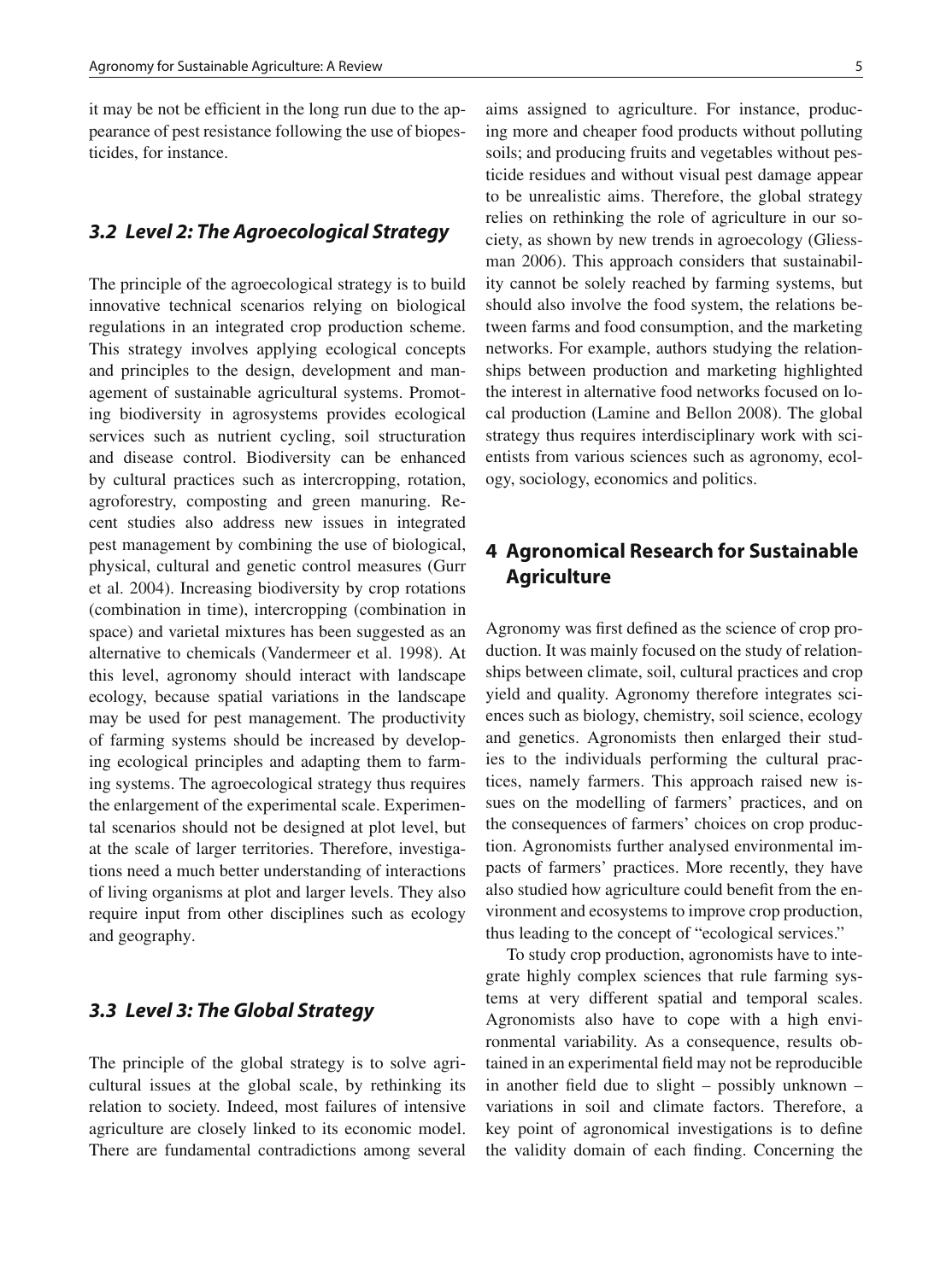it may be not be efficient in the long run due to the appearance of pest resistance following the use of biopesticides, for instance.

### *3.2 Level 2: The Agroecological Strategy*

The principle of the agroecological strategy is to build innovative technical scenarios relying on biological regulations in an integrated crop production scheme. This strategy involves applying ecological concepts and principles to the design, development and management of sustainable agricultural systems. Promoting biodiversity in agrosystems provides ecological services such as nutrient cycling, soil structuration and disease control. Biodiversity can be enhanced by cultural practices such as intercropping, rotation, agroforestry, composting and green manuring. Recent studies also address new issues in integrated pest management by combining the use of biological, physical, cultural and genetic control measures (Gurr et al. 2004). Increasing biodiversity by crop rotations (combination in time), intercropping (combination in space) and varietal mixtures has been suggested as an alternative to chemicals (Vandermeer et al. 1998). At this level, agronomy should interact with landscape ecology, because spatial variations in the landscape may be used for pest management. The productivity of farming systems should be increased by developing ecological principles and adapting them to farming systems. The agroecological strategy thus requires the enlargement of the experimental scale. Experimental scenarios should not be designed at plot level, but at the scale of larger territories. Therefore, investigations need a much better understanding of interactions of living organisms at plot and larger levels. They also require input from other disciplines such as ecology and geography.

### *3.3 Level 3: The Global Strategy*

The principle of the global strategy is to solve agricultural issues at the global scale, by rethinking its relation to society. Indeed, most failures of intensive agriculture are closely linked to its economic model. There are fundamental contradictions among several aims assigned to agriculture. For instance, producing more and cheaper food products without polluting soils; and producing fruits and vegetables without pesticide residues and without visual pest damage appear to be unrealistic aims. Therefore, the global strategy relies on rethinking the role of agriculture in our society, as shown by new trends in agroecology (Gliessman 2006). This approach considers that sustainability cannot be solely reached by farming systems, but should also involve the food system, the relations between farms and food consumption, and the marketing networks. For example, authors studying the relationships between production and marketing highlighted the interest in alternative food networks focused on local production (Lamine and Bellon 2008). The global strategy thus requires interdisciplinary work with scientists from various sciences such as agronomy, ecology, sociology, economics and politics.

## 4 Agronomical Research for Sustainable Agriculture

Agronomy was first defined as the science of crop production. It was mainly focused on the study of relationships between climate, soil, cultural practices and crop yield and quality. Agronomy therefore integrates sciences such as biology, chemistry, soil science, ecology and genetics. Agronomists then enlarged their studies to the individuals performing the cultural practices, namely farmers. This approach raised new issues on the modelling of farmers' practices, and on the consequences of farmers' choices on crop production. Agronomists further analysed environmental impacts of farmers' practices. More recently, they have also studied how agriculture could benefit from the environment and ecosystems to improve crop production, thus leading to the concept of "ecological services."

To study crop production, agronomists have to integrate highly complex sciences that rule farming systems at very different spatial and temporal scales. Agronomists also have to cope with a high environmental variability. As a consequence, results obtained in an experimental field may not be reproducible in another field due to slight – possibly unknown – variations in soil and climate factors. Therefore, a key point of agronomical investigations is to define the validity domain of each finding. Concerning the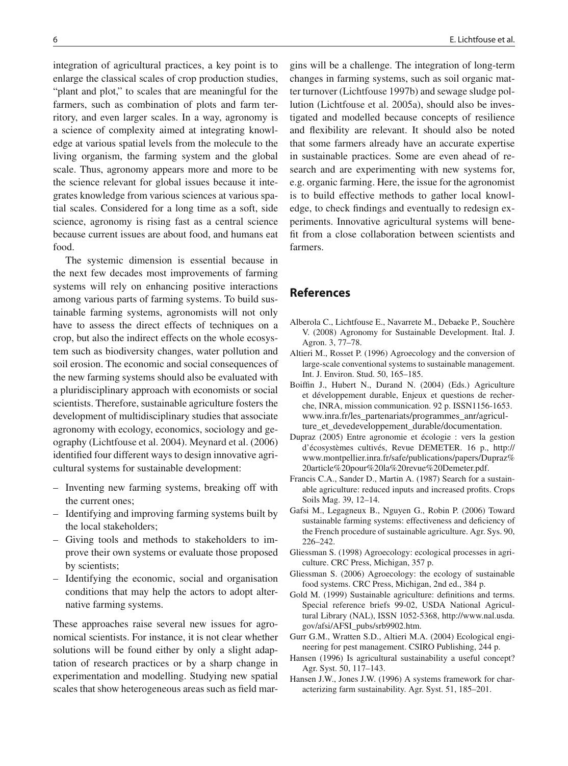integration of agricultural practices, a key point is to enlarge the classical scales of crop production studies, "plant and plot," to scales that are meaningful for the farmers, such as combination of plots and farm territory, and even larger scales. In a way, agronomy is a science of complexity aimed at integrating knowledge at various spatial levels from the molecule to the living organism, the farming system and the global scale. Thus, agronomy appears more and more to be the science relevant for global issues because it integrates knowledge from various sciences at various spatial scales. Considered for a long time as a soft, side science, agronomy is rising fast as a central science because current issues are about food, and humans eat food.

The systemic dimension is essential because in the next few decades most improvements of farming systems will rely on enhancing positive interactions among various parts of farming systems. To build sustainable farming systems, agronomists will not only have to assess the direct effects of techniques on a crop, but also the indirect effects on the whole ecosystem such as biodiversity changes, water pollution and soil erosion. The economic and social consequences of the new farming systems should also be evaluated with a pluridisciplinary approach with economists or social scientists. Therefore, sustainable agriculture fosters the development of multidisciplinary studies that associate agronomy with ecology, economics, sociology and geography (Lichtfouse et al. 2004). Meynard et al. (2006) identified four different ways to design innovative agricultural systems for sustainable development:

- Inventing new farming systems, breaking off with the current ones;
- Identifying and improving farming systems built by the local stakeholders;
- Giving tools and methods to stakeholders to improve their own systems or evaluate those proposed by scientists;
- Identifying the economic, social and organisation conditions that may help the actors to adopt alternative farming systems.

These approaches raise several new issues for agronomical scientists. For instance, it is not clear whether solutions will be found either by only a slight adaptation of research practices or by a sharp change in experimentation and modelling. Studying new spatial scales that show heterogeneous areas such as field margins will be a challenge. The integration of long-term changes in farming systems, such as soil organic matter turnover (Lichtfouse 1997b) and sewage sludge pollution (Lichtfouse et al. 2005a), should also be investigated and modelled because concepts of resilience and flexibility are relevant. It should also be noted that some farmers already have an accurate expertise in sustainable practices. Some are even ahead of research and are experimenting with new systems for, e.g. organic farming. Here, the issue for the agronomist is to build effective methods to gather local knowledge, to check findings and eventually to redesign experiments. Innovative agricultural systems will benefit from a close collaboration between scientists and farmers.

## References

Alberola C., Lichtfouse E., Navarrete M., Debaeke P., Souchère V. (2008) Agronomy for Sustainable Development. Ital. J. Agron. 3, 77–78.

Altieri M., Rosset P. (1996) Agroecology and the conversion of large-scale conventional systems to sustainable management. Int. J. Environ. Stud. 50, 165–185.

Boiffin J., Hubert N., Durand N. (2004) (Eds.) Agriculture et développement durable, Enjeux et questions de recherche, INRA, mission communication. 92 p. ISSN1156-1653. www.inra.fr/les_partenariats/programmes_anr/agriculture_et_devedeveloppement_durable/documentation.

Dupraz (2005) Entre agronomie et écologie : vers la gestion d'écosystèmes cultivés, Revue DEMETER. 16 p., http://www.montpellier.inra.fr/safe/publications/papers/Dupraz%20article%20pour%20la%20revue%20Demeter.pdf.

Francis C.A., Sander D., Martin A. (1987) Search for a sustainable agriculture: reduced inputs and increased profits. Crops Soils Mag. 39, 12–14.

Gafsi M., Legagneux B., Nguyen G., Robin P. (2006) Toward sustainable farming systems: effectiveness and deficiency of the French procedure of sustainable agriculture. Agr. Sys. 90, 226–242.

Gliessman S. (1998) Agroecology: ecological processes in agriculture. CRC Press, Michigan, 357 p.

Gliessman S. (2006) Agroecology: the ecology of sustainable food systems. CRC Press, Michigan, 2nd ed., 384 p.

Gold M. (1999) Sustainable agriculture: definitions and terms. Special reference briefs 99-02, USDA National Agricultural Library (NAL), ISSN 1052-5368, http://www.nal.usda.gov/afsi/AFSI_pubs/srb9902.htm.

Gurr G.M., Wratten S.D., Altieri M.A. (2004) Ecological engineering for pest management. CSIRO Publishing, 244 p.

Hansen (1996) Is agricultural sustainability a useful concept? Agr. Syst. 50, 117–143.

Hansen J.W., Jones J.W. (1996) A systems framework for characterizing farm sustainability. Agr. Syst. 51, 185–201.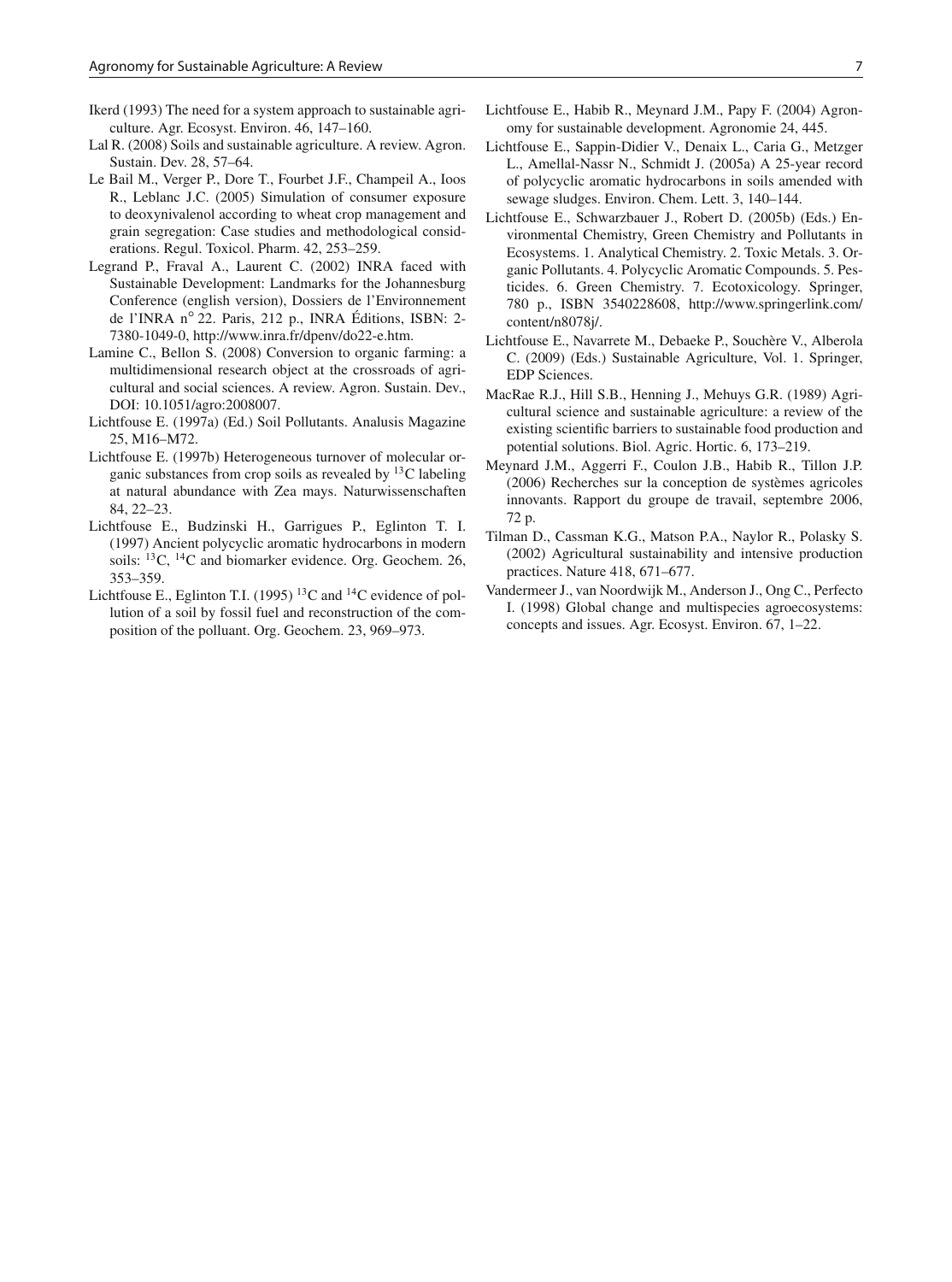Ikerd (1993) The need for a system approach to sustainable agriculture. Agr. Ecosyst. Environ. 46, 147–160.

Lal R. (2008) Soils and sustainable agriculture. A review. Agron. Sustain. Dev. 28, 57–64.

Le Bail M., Verger P., Dore T., Fourbet J.F., Champeil A., Ioos R., Leblanc J.C. (2005) Simulation of consumer exposure to deoxynivalenol according to wheat crop management and grain segregation: Case studies and methodological considerations. Regul. Toxicol. Pharm. 42, 253–259.

Legrand P., Fraval A., Laurent C. (2002) INRA faced with Sustainable Development: Landmarks for the Johannesburg Conference (english version), Dossiers de l'Environnement de l'INRA n° 22. Paris, 212 p., INRA Éditions, ISBN: 2-7380-1049-0, http://www.inra.fr/dpenv/do22-e.htm.

Lamine C., Bellon S. (2008) Conversion to organic farming: a multidimensional research object at the crossroads of agricultural and social sciences. A review. Agron. Sustain. Dev., DOI: 10.1051/agro:2008007.

Lichtfouse E. (1997a) (Ed.) Soil Pollutants. Analusis Magazine 25, M16–M72.

Lichtfouse E. (1997b) Heterogeneous turnover of molecular organic substances from crop soils as revealed by $^{13}C$ labeling at natural abundance with Zea mays. Naturwissenschaften 84, 22–23.

Lichtfouse E., Budzinski H., Garrigues P., Eglinton T. I. (1997) Ancient polycyclic aromatic hydrocarbons in modern soils: $^{13}C$, $^{14}C$ and biomarker evidence. Org. Geochem. 26, 353–359.

Lichtfouse E., Eglinton T.I. (1995) $^{13}C$ and $^{14}C$ evidence of pollution of a soil by fossil fuel and reconstruction of the composition of the pollutant. Org. Geochem. 23, 969–973.

Lichtfouse E., Habib R., Meynard J.M., Papy F. (2004) Agronomy for sustainable development. Agronomie 24, 445.

Lichtfouse E., Sappin-Didier V., Denaix L., Caria G., Metzger L., Amellal-Nassr N., Schmidt J. (2005a) A 25-year record of polycyclic aromatic hydrocarbons in soils amended with sewage sludges. Environ. Chem. Lett. 3, 140–144.

Lichtfouse E., Schwarzbauer J., Robert D. (2005b) (Eds.) Environmental Chemistry, Green Chemistry and Pollutants in Ecosystems. 1. Analytical Chemistry. 2. Toxic Metals. 3. Organic Pollutants. 4. Polycyclic Aromatic Compounds. 5. Pesticides. 6. Green Chemistry. 7. Ecotoxicology. Springer, 780 p., ISBN 3540228608, http://www.springerlink.com/content/n8078j/.

Lichtfouse E., Navarrete M., Debaeke P., Souchère V., Alberola C. (2009) (Eds.) Sustainable Agriculture, Vol. 1. Springer, EDP Sciences.

MacRae R.J., Hill S.B., Henning J., Mehuys G.R. (1989) Agricultural science and sustainable agriculture: a review of the existing scientific barriers to sustainable food production and potential solutions. Biol. Agric. Hortic. 6, 173–219.

Meynard J.M., Aggerri F., Coulon J.B., Habib R., Tillon J.P. (2006) Recherches sur la conception de systèmes agricoles innovants. Rapport du groupe de travail, septembre 2006, 72 p.

Tilman D., Cassman K.G., Matson P.A., Naylor R., Polasky S. (2002) Agricultural sustainability and intensive production practices. Nature 418, 671–677.

Vandermeer J., van Noordwijk M., Anderson J., Ong C., Perfecto I. (1998) Global change and multispecies agroecosystems: concepts and issues. Agr. Ecosyst. Environ. 67, 1–22.